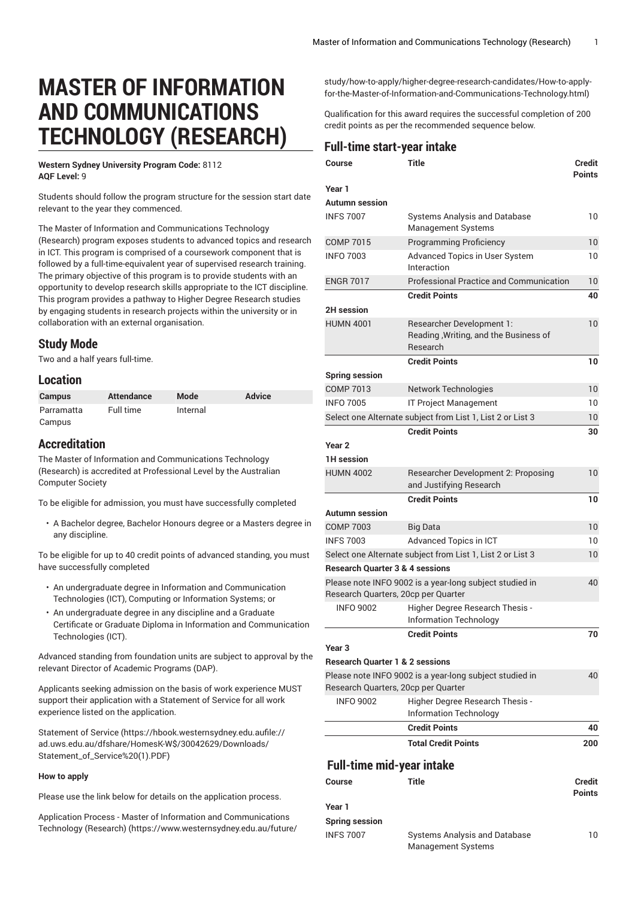# MASTER OF INFORMATION AND COMMUNICATIONS TECHNOLOGY (RESEARCH)

**Western Sydney University Program Code:** 8112
**AQF Level:** 9

Students should follow the program structure for the session start date relevant to the year they commenced.

The Master of Information and Communications Technology (Research) program exposes students to advanced topics and research in ICT. This program is comprised of a coursework component that is followed by a full-time-equivalent year of supervised research training. The primary objective of this program is to provide students with an opportunity to develop research skills appropriate to the ICT discipline. This program provides a pathway to Higher Degree Research studies by engaging students in research projects within the university or in collaboration with an external organisation.

## Study Mode

Two and a half years full-time.

## Location

| Campus | Attendance | Mode | Advice |
|---|---|---|---|
| Parramatta Campus | Full time | Internal | |

## Accreditation

The Master of Information and Communications Technology (Research) is accredited at Professional Level by the Australian Computer Society

To be eligible for admission, you must have successfully completed

- A Bachelor degree, Bachelor Honours degree or a Masters degree in any discipline.

To be eligible for up to 40 credit points of advanced standing, you must have successfully completed

- An undergraduate degree in Information and Communication Technologies (ICT), Computing or Information Systems; or
- An undergraduate degree in any discipline and a Graduate Certificate or Graduate Diploma in Information and Communication Technologies (ICT).

Advanced standing from foundation units are subject to approval by the relevant Director of Academic Programs (DAP).

Applicants seeking admission on the basis of work experience MUST support their application with a Statement of Service for all work experience listed on the application.

Statement of Service (https://hbook.westernsydney.edu.aufile://ad.uws.edu.au/dfshare/HomesK-W$/30042629/Downloads/Statement_of_Service%20(1).PDF)

**How to apply**

Please use the link below for details on the application process.

Application Process - Master of Information and Communications Technology (Research) (https://www.westernsydney.edu.au/future/study/how-to-apply/higher-degree-research-candidates/How-to-apply-for-the-Master-of-Information-and-Communications-Technology.html)

Qualification for this award requires the successful completion of 200 credit points as per the recommended sequence below.

## Full-time start-year intake

| Course | Title | Credit Points |
|---|---|---|
| **Year 1** | | |
| **Autumn session** | | |
| INFS 7007 | Systems Analysis and Database Management Systems | 10 |
| COMP 7015 | Programming Proficiency | 10 |
| INFO 7003 | Advanced Topics in User System Interaction | 10 |
| ENGR 7017 | Professional Practice and Communication | 10 |
| | **Credit Points** | **40** |
| **2H session** | | |
| HUMN 4001 | Researcher Development 1: Reading ,Writing, and the Business of Research | 10 |
| | **Credit Points** | **10** |
| **Spring session** | | |
| COMP 7013 | Network Technologies | 10 |
| INFO 7005 | IT Project Management | 10 |
| Select one Alternate subject from List 1, List 2 or List 3 | | 10 |
| | **Credit Points** | **30** |
| **Year 2** | | |
| **1H session** | | |
| HUMN 4002 | Researcher Development 2: Proposing and Justifying Research | 10 |
| | **Credit Points** | **10** |
| **Autumn session** | | |
| COMP 7003 | Big Data | 10 |
| INFS 7003 | Advanced Topics in ICT | 10 |
| Select one Alternate subject from List 1, List 2 or List 3 | | 10 |
| **Research Quarter 3 & 4 sessions** | | |
| Please note INFO 9002 is a year-long subject studied in Research Quarters, 20cp per Quarter | | 40 |
| INFO 9002 | Higher Degree Research Thesis - Information Technology | |
| | **Credit Points** | **70** |
| **Year 3** | | |
| **Research Quarter 1 & 2 sessions** | | |
| Please note INFO 9002 is a year-long subject studied in Research Quarters, 20cp per Quarter | | 40 |
| INFO 9002 | Higher Degree Research Thesis - Information Technology | |
| | **Credit Points** | **40** |
| | **Total Credit Points** | **200** |

## Full-time mid-year intake

| Course | Title | Credit Points |
|---|---|---|
| **Year 1** | | |
| **Spring session** | | |
| INFS 7007 | Systems Analysis and Database Management Systems | 10 |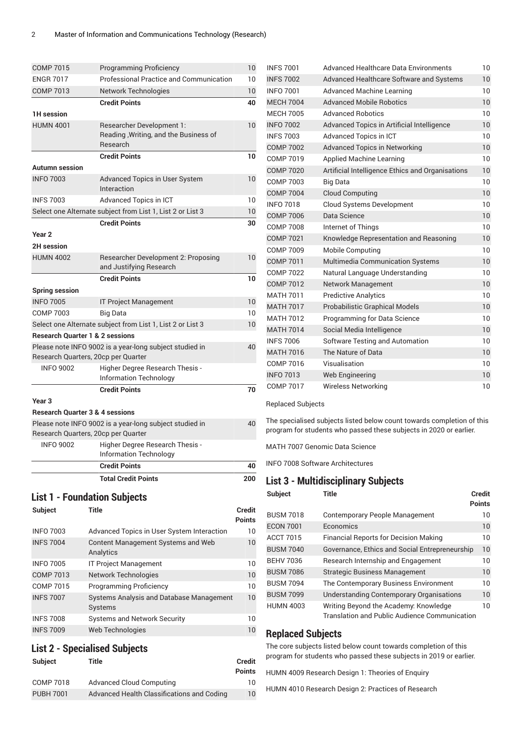| | | |
|---|---|---|
| COMP 7015 | Programming Proficiency | 10 |
| ENGR 7017 | Professional Practice and Communication | 10 |
| COMP 7013 | Network Technologies | 10 |
| | **Credit Points** | **40** |
| **1H session** | | |
| HUMN 4001 | Researcher Development 1: Reading ,Writing, and the Business of Research | 10 |
| | **Credit Points** | **10** |
| **Autumn session** | | |
| INFO 7003 | Advanced Topics in User System Interaction | 10 |
| INFS 7003 | Advanced Topics in ICT | 10 |
| Select one Alternate subject from List 1, List 2 or List 3 | | 10 |
| | **Credit Points** | **30** |
| **Year 2** | | |
| **2H session** | | |
| HUMN 4002 | Researcher Development 2: Proposing and Justifying Research | 10 |
| | **Credit Points** | **10** |
| **Spring session** | | |
| INFO 7005 | IT Project Management | 10 |
| COMP 7003 | Big Data | 10 |
| Select one Alternate subject from List 1, List 2 or List 3 | | 10 |
| **Research Quarter 1 & 2 sessions** | | |
| Please note INFO 9002 is a year-long subject studied in Research Quarters, 20cp per Quarter | | 40 |
| INFO 9002 | Higher Degree Research Thesis - Information Technology | |
| | **Credit Points** | **70** |
| **Year 3** | | |
| **Research Quarter 3 & 4 sessions** | | |
| Please note INFO 9002 is a year-long subject studied in Research Quarters, 20cp per Quarter | | 40 |
| INFO 9002 | Higher Degree Research Thesis - Information Technology | |
| | **Credit Points** | **40** |
| | **Total Credit Points** | **200** |

## List 1 - Foundation Subjects

| Subject | Title | Credit Points |
|---|---|---|
| INFO 7003 | Advanced Topics in User System Interaction | 10 |
| INFS 7004 | Content Management Systems and Web Analytics | 10 |
| INFO 7005 | IT Project Management | 10 |
| COMP 7013 | Network Technologies | 10 |
| COMP 7015 | Programming Proficiency | 10 |
| INFS 7007 | Systems Analysis and Database Management Systems | 10 |
| INFS 7008 | Systems and Network Security | 10 |
| INFS 7009 | Web Technologies | 10 |

## List 2 - Specialised Subjects

| Subject | Title | Credit Points |
|---|---|---|
| COMP 7018 | Advanced Cloud Computing | 10 |
| PUBH 7001 | Advanced Health Classifications and Coding | 10 |
| INFS 7001 | Advanced Healthcare Data Environments | 10 |
| INFS 7002 | Advanced Healthcare Software and Systems | 10 |
| INFO 7001 | Advanced Machine Learning | 10 |
| MECH 7004 | Advanced Mobile Robotics | 10 |
| MECH 7005 | Advanced Robotics | 10 |
| INFO 7002 | Advanced Topics in Artificial Intelligence | 10 |
| INFS 7003 | Advanced Topics in ICT | 10 |
| COMP 7002 | Advanced Topics in Networking | 10 |
| COMP 7019 | Applied Machine Learning | 10 |
| COMP 7020 | Artificial Intelligence Ethics and Organisations | 10 |
| COMP 7003 | Big Data | 10 |
| COMP 7004 | Cloud Computing | 10 |
| INFO 7018 | Cloud Systems Development | 10 |
| COMP 7006 | Data Science | 10 |
| COMP 7008 | Internet of Things | 10 |
| COMP 7021 | Knowledge Representation and Reasoning | 10 |
| COMP 7009 | Mobile Computing | 10 |
| COMP 7011 | Multimedia Communication Systems | 10 |
| COMP 7022 | Natural Language Understanding | 10 |
| COMP 7012 | Network Management | 10 |
| MATH 7011 | Predictive Analytics | 10 |
| MATH 7017 | Probabilistic Graphical Models | 10 |
| MATH 7012 | Programming for Data Science | 10 |
| MATH 7014 | Social Media Intelligence | 10 |
| INFS 7006 | Software Testing and Automation | 10 |
| MATH 7016 | The Nature of Data | 10 |
| COMP 7016 | Visualisation | 10 |
| INFO 7013 | Web Engineering | 10 |
| COMP 7017 | Wireless Networking | 10 |

Replaced Subjects

The specialised subjects listed below count towards completion of this program for students who passed these subjects in 2020 or earlier.

MATH 7007 Genomic Data Science

INFO 7008 Software Architectures

## List 3 - Multidisciplinary Subjects

| Subject | Title | Credit Points |
|---|---|---|
| BUSM 7018 | Contemporary People Management | 10 |
| ECON 7001 | Economics | 10 |
| ACCT 7015 | Financial Reports for Decision Making | 10 |
| BUSM 7040 | Governance, Ethics and Social Entrepreneurship | 10 |
| BEHV 7036 | Research Internship and Engagement | 10 |
| BUSM 7086 | Strategic Business Management | 10 |
| BUSM 7094 | The Contemporary Business Environment | 10 |
| BUSM 7099 | Understanding Contemporary Organisations | 10 |
| HUMN 4003 | Writing Beyond the Academy: Knowledge Translation and Public Audience Communication | 10 |

## Replaced Subjects

The core subjects listed below count towards completion of this program for students who passed these subjects in 2019 or earlier.

HUMN 4009 Research Design 1: Theories of Enquiry

HUMN 4010 Research Design 2: Practices of Research